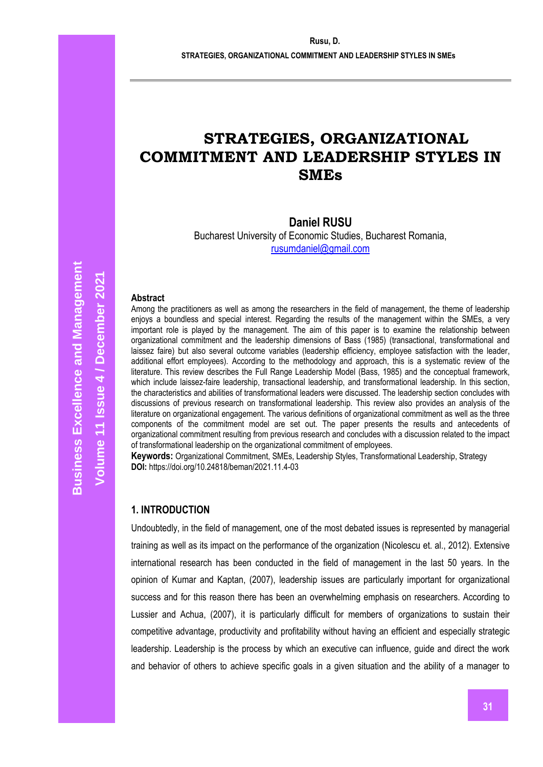# STRATEGIES, ORGANIZATIONAL COMMITMENT AND LEADERSHIP STYLES IN SMEs

**Daniel RUSU**

Bucharest University of Economic Studies, Bucharest Romania,
rusumdaniel@gmail.com

**Abstract**

Among the practitioners as well as among the researchers in the field of management, the theme of leadership enjoys a boundless and special interest. Regarding the results of the management within the SMEs, a very important role is played by the management. The aim of this paper is to examine the relationship between organizational commitment and the leadership dimensions of Bass (1985) (transactional, transformational and laissez faire) but also several outcome variables (leadership efficiency, employee satisfaction with the leader, additional effort employees). According to the methodology and approach, this is a systematic review of the literature. This review describes the Full Range Leadership Model (Bass, 1985) and the conceptual framework, which include laissez-faire leadership, transactional leadership, and transformational leadership. In this section, the characteristics and abilities of transformational leaders were discussed. The leadership section concludes with discussions of previous research on transformational leadership. This review also provides an analysis of the literature on organizational engagement. The various definitions of organizational commitment as well as the three components of the commitment model are set out. The paper presents the results and antecedents of organizational commitment resulting from previous research and concludes with a discussion related to the impact of transformational leadership on the organizational commitment of employees.

**Keywords:** Organizational Commitment, SMEs, Leadership Styles, Transformational Leadership, Strategy
**DOI:** https://doi.org/10.24818/beman/2021.11.4-03

## 1. INTRODUCTION

Undoubtedly, in the field of management, one of the most debated issues is represented by managerial training as well as its impact on the performance of the organization (Nicolescu et. al., 2012). Extensive international research has been conducted in the field of management in the last 50 years. In the opinion of Kumar and Kaptan, (2007), leadership issues are particularly important for organizational success and for this reason there has been an overwhelming emphasis on researchers. According to Lussier and Achua, (2007), it is particularly difficult for members of organizations to sustain their competitive advantage, productivity and profitability without having an efficient and especially strategic leadership. Leadership is the process by which an executive can influence, guide and direct the work and behavior of others to achieve specific goals in a given situation and the ability of a manager to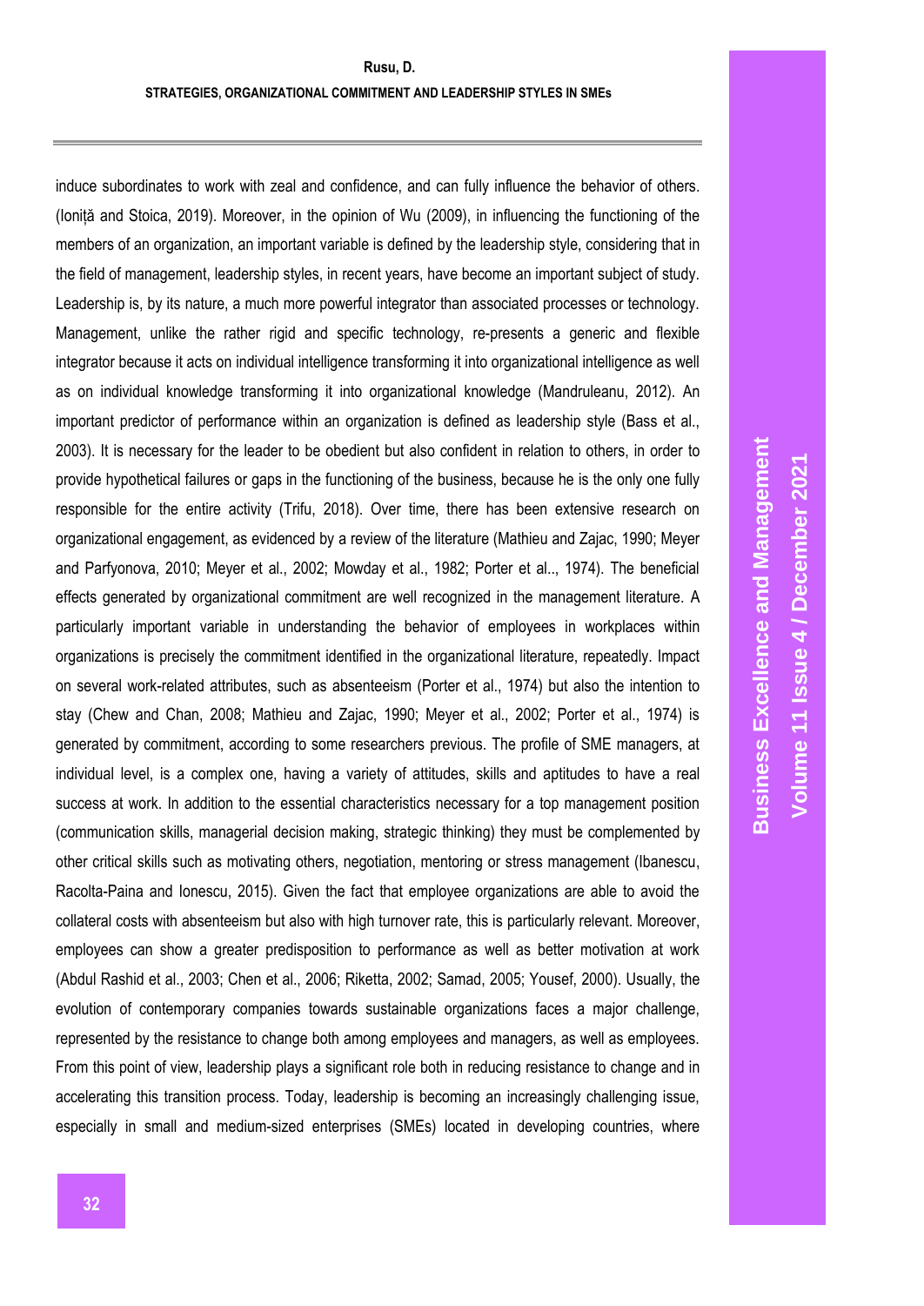induce subordinates to work with zeal and confidence, and can fully influence the behavior of others. (Ioniță and Stoica, 2019). Moreover, in the opinion of Wu (2009), in influencing the functioning of the members of an organization, an important variable is defined by the leadership style, considering that in the field of management, leadership styles, in recent years, have become an important subject of study. Leadership is, by its nature, a much more powerful integrator than associated processes or technology. Management, unlike the rather rigid and specific technology, re-presents a generic and flexible integrator because it acts on individual intelligence transforming it into organizational intelligence as well as on individual knowledge transforming it into organizational knowledge (Mandruleanu, 2012). An important predictor of performance within an organization is defined as leadership style (Bass et al., 2003). It is necessary for the leader to be obedient but also confident in relation to others, in order to provide hypothetical failures or gaps in the functioning of the business, because he is the only one fully responsible for the entire activity (Trifu, 2018). Over time, there has been extensive research on organizational engagement, as evidenced by a review of the literature (Mathieu and Zajac, 1990; Meyer and Parfyonova, 2010; Meyer et al., 2002; Mowday et al., 1982; Porter et al.., 1974). The beneficial effects generated by organizational commitment are well recognized in the management literature. A particularly important variable in understanding the behavior of employees in workplaces within organizations is precisely the commitment identified in the organizational literature, repeatedly. Impact on several work-related attributes, such as absenteeism (Porter et al., 1974) but also the intention to stay (Chew and Chan, 2008; Mathieu and Zajac, 1990; Meyer et al., 2002; Porter et al., 1974) is generated by commitment, according to some researchers previous. The profile of SME managers, at individual level, is a complex one, having a variety of attitudes, skills and aptitudes to have a real success at work. In addition to the essential characteristics necessary for a top management position (communication skills, managerial decision making, strategic thinking) they must be complemented by other critical skills such as motivating others, negotiation, mentoring or stress management (Ibanescu, Racolta-Paina and Ionescu, 2015). Given the fact that employee organizations are able to avoid the collateral costs with absenteeism but also with high turnover rate, this is particularly relevant. Moreover, employees can show a greater predisposition to performance as well as better motivation at work (Abdul Rashid et al., 2003; Chen et al., 2006; Riketta, 2002; Samad, 2005; Yousef, 2000). Usually, the evolution of contemporary companies towards sustainable organizations faces a major challenge, represented by the resistance to change both among employees and managers, as well as employees. From this point of view, leadership plays a significant role both in reducing resistance to change and in accelerating this transition process. Today, leadership is becoming an increasingly challenging issue, especially in small and medium-sized enterprises (SMEs) located in developing countries, where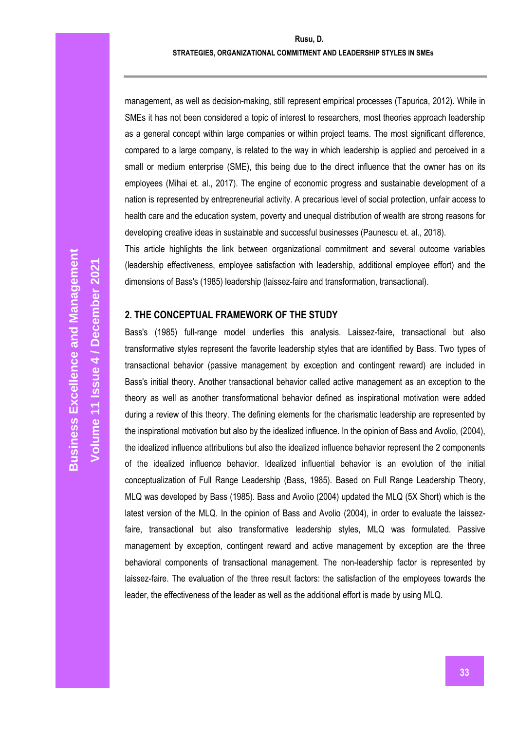management, as well as decision-making, still represent empirical processes (Tapurica, 2012). While in SMEs it has not been considered a topic of interest to researchers, most theories approach leadership as a general concept within large companies or within project teams. The most significant difference, compared to a large company, is related to the way in which leadership is applied and perceived in a small or medium enterprise (SME), this being due to the direct influence that the owner has on its employees (Mihai et. al., 2017). The engine of economic progress and sustainable development of a nation is represented by entrepreneurial activity. A precarious level of social protection, unfair access to health care and the education system, poverty and unequal distribution of wealth are strong reasons for developing creative ideas in sustainable and successful businesses (Paunescu et. al., 2018).

This article highlights the link between organizational commitment and several outcome variables (leadership effectiveness, employee satisfaction with leadership, additional employee effort) and the dimensions of Bass's (1985) leadership (laissez-faire and transformation, transactional).

## 2. THE CONCEPTUAL FRAMEWORK OF THE STUDY

Bass's (1985) full-range model underlies this analysis. Laissez-faire, transactional but also transformative styles represent the favorite leadership styles that are identified by Bass. Two types of transactional behavior (passive management by exception and contingent reward) are included in Bass's initial theory. Another transactional behavior called active management as an exception to the theory as well as another transformational behavior defined as inspirational motivation were added during a review of this theory. The defining elements for the charismatic leadership are represented by the inspirational motivation but also by the idealized influence. In the opinion of Bass and Avolio, (2004), the idealized influence attributions but also the idealized influence behavior represent the 2 components of the idealized influence behavior. Idealized influential behavior is an evolution of the initial conceptualization of Full Range Leadership (Bass, 1985). Based on Full Range Leadership Theory, MLQ was developed by Bass (1985). Bass and Avolio (2004) updated the MLQ (5X Short) which is the latest version of the MLQ. In the opinion of Bass and Avolio (2004), in order to evaluate the laissez-faire, transactional but also transformative leadership styles, MLQ was formulated. Passive management by exception, contingent reward and active management by exception are the three behavioral components of transactional management. The non-leadership factor is represented by laissez-faire. The evaluation of the three result factors: the satisfaction of the employees towards the leader, the effectiveness of the leader as well as the additional effort is made by using MLQ.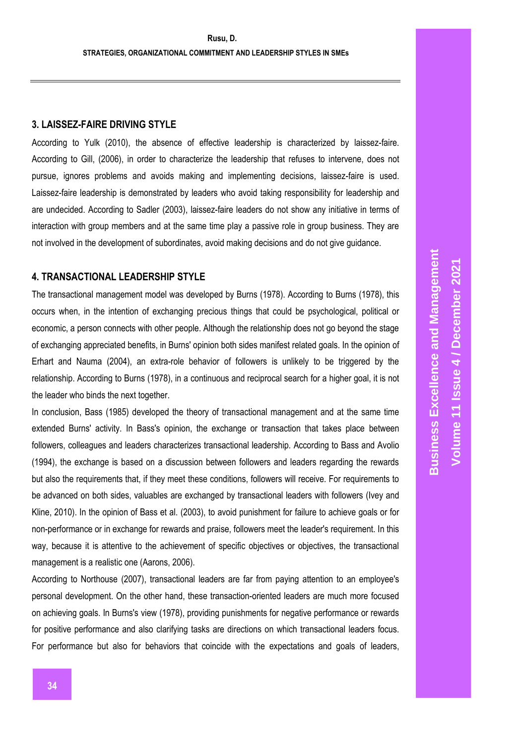## 3. LAISSEZ-FAIRE DRIVING STYLE

According to Yulk (2010), the absence of effective leadership is characterized by laissez-faire. According to Gill, (2006), in order to characterize the leadership that refuses to intervene, does not pursue, ignores problems and avoids making and implementing decisions, laissez-faire is used. Laissez-faire leadership is demonstrated by leaders who avoid taking responsibility for leadership and are undecided. According to Sadler (2003), laissez-faire leaders do not show any initiative in terms of interaction with group members and at the same time play a passive role in group business. They are not involved in the development of subordinates, avoid making decisions and do not give guidance.

## 4. TRANSACTIONAL LEADERSHIP STYLE

The transactional management model was developed by Burns (1978). According to Burns (1978), this occurs when, in the intention of exchanging precious things that could be psychological, political or economic, a person connects with other people. Although the relationship does not go beyond the stage of exchanging appreciated benefits, in Burns' opinion both sides manifest related goals. In the opinion of Erhart and Nauma (2004), an extra-role behavior of followers is unlikely to be triggered by the relationship. According to Burns (1978), in a continuous and reciprocal search for a higher goal, it is not the leader who binds the next together.

In conclusion, Bass (1985) developed the theory of transactional management and at the same time extended Burns' activity. In Bass's opinion, the exchange or transaction that takes place between followers, colleagues and leaders characterizes transactional leadership. According to Bass and Avolio (1994), the exchange is based on a discussion between followers and leaders regarding the rewards but also the requirements that, if they meet these conditions, followers will receive. For requirements to be advanced on both sides, valuables are exchanged by transactional leaders with followers (Ivey and Kline, 2010). In the opinion of Bass et al. (2003), to avoid punishment for failure to achieve goals or for non-performance or in exchange for rewards and praise, followers meet the leader's requirement. In this way, because it is attentive to the achievement of specific objectives or objectives, the transactional management is a realistic one (Aarons, 2006).

According to Northouse (2007), transactional leaders are far from paying attention to an employee's personal development. On the other hand, these transaction-oriented leaders are much more focused on achieving goals. In Burns's view (1978), providing punishments for negative performance or rewards for positive performance and also clarifying tasks are directions on which transactional leaders focus. For performance but also for behaviors that coincide with the expectations and goals of leaders,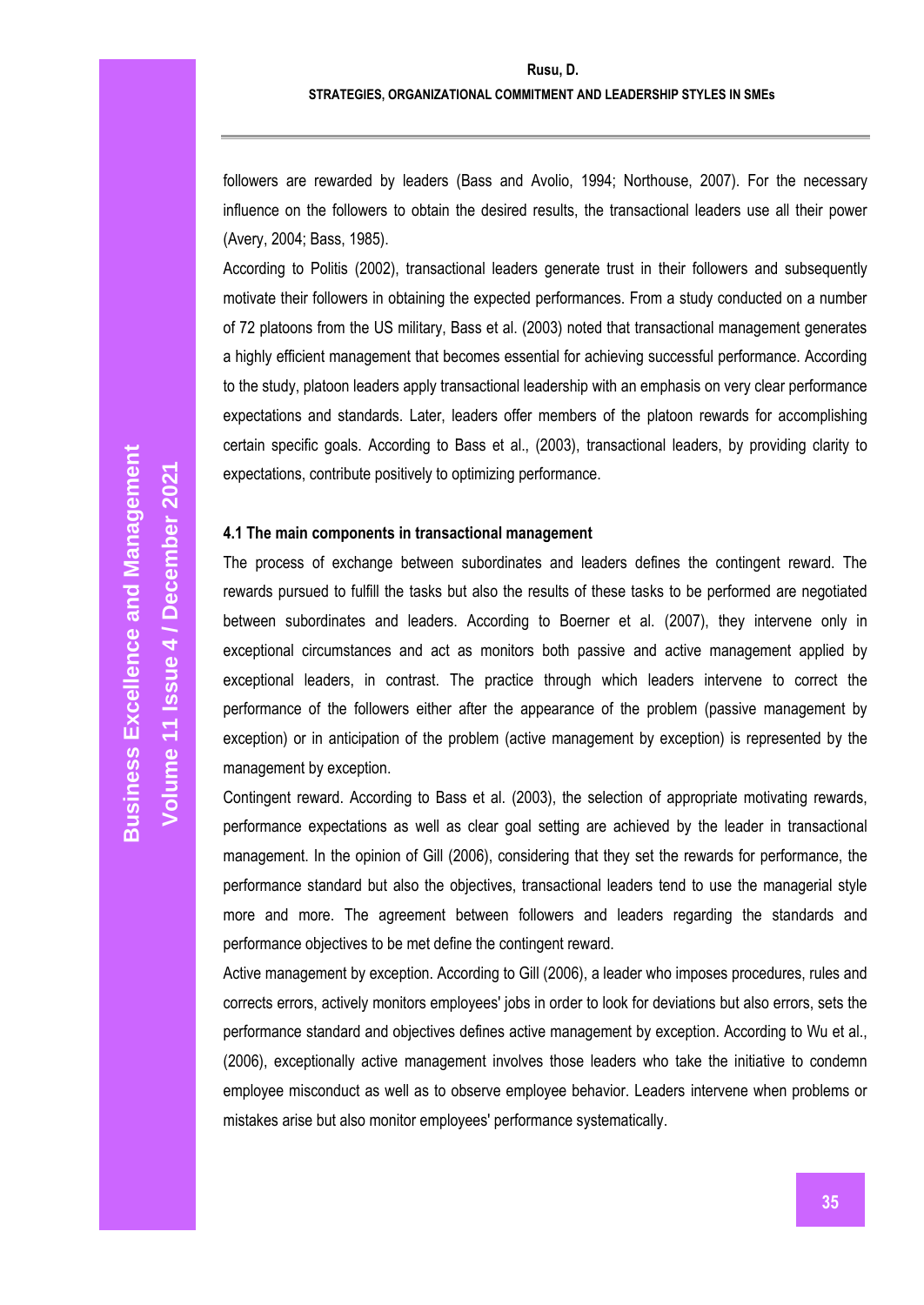followers are rewarded by leaders (Bass and Avolio, 1994; Northouse, 2007). For the necessary influence on the followers to obtain the desired results, the transactional leaders use all their power (Avery, 2004; Bass, 1985).

According to Politis (2002), transactional leaders generate trust in their followers and subsequently motivate their followers in obtaining the expected performances. From a study conducted on a number of 72 platoons from the US military, Bass et al. (2003) noted that transactional management generates a highly efficient management that becomes essential for achieving successful performance. According to the study, platoon leaders apply transactional leadership with an emphasis on very clear performance expectations and standards. Later, leaders offer members of the platoon rewards for accomplishing certain specific goals. According to Bass et al., (2003), transactional leaders, by providing clarity to expectations, contribute positively to optimizing performance.

### 4.1 The main components in transactional management

The process of exchange between subordinates and leaders defines the contingent reward. The rewards pursued to fulfill the tasks but also the results of these tasks to be performed are negotiated between subordinates and leaders. According to Boerner et al. (2007), they intervene only in exceptional circumstances and act as monitors both passive and active management applied by exceptional leaders, in contrast. The practice through which leaders intervene to correct the performance of the followers either after the appearance of the problem (passive management by exception) or in anticipation of the problem (active management by exception) is represented by the management by exception.

Contingent reward. According to Bass et al. (2003), the selection of appropriate motivating rewards, performance expectations as well as clear goal setting are achieved by the leader in transactional management. In the opinion of Gill (2006), considering that they set the rewards for performance, the performance standard but also the objectives, transactional leaders tend to use the managerial style more and more. The agreement between followers and leaders regarding the standards and performance objectives to be met define the contingent reward.

Active management by exception. According to Gill (2006), a leader who imposes procedures, rules and corrects errors, actively monitors employees' jobs in order to look for deviations but also errors, sets the performance standard and objectives defines active management by exception. According to Wu et al., (2006), exceptionally active management involves those leaders who take the initiative to condemn employee misconduct as well as to observe employee behavior. Leaders intervene when problems or mistakes arise but also monitor employees' performance systematically.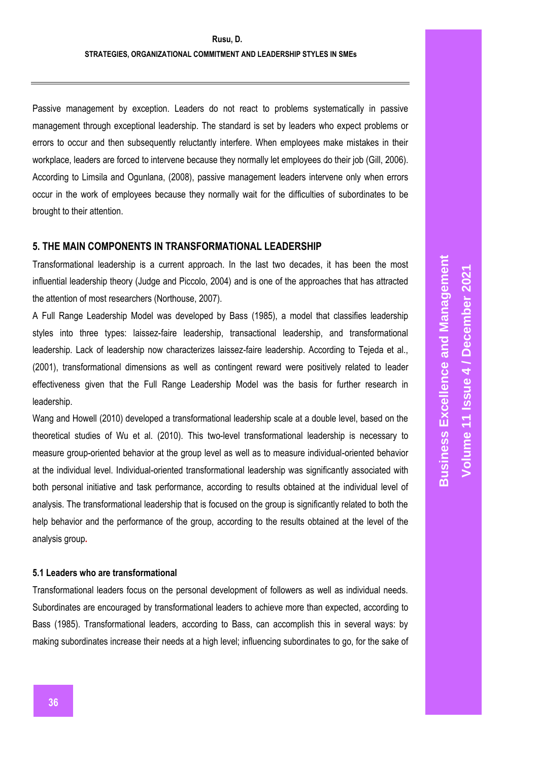Passive management by exception. Leaders do not react to problems systematically in passive management through exceptional leadership. The standard is set by leaders who expect problems or errors to occur and then subsequently reluctantly interfere. When employees make mistakes in their workplace, leaders are forced to intervene because they normally let employees do their job (Gill, 2006). According to Limsila and Ogunlana, (2008), passive management leaders intervene only when errors occur in the work of employees because they normally wait for the difficulties of subordinates to be brought to their attention.

## 5. THE MAIN COMPONENTS IN TRANSFORMATIONAL LEADERSHIP

Transformational leadership is a current approach. In the last two decades, it has been the most influential leadership theory (Judge and Piccolo, 2004) and is one of the approaches that has attracted the attention of most researchers (Northouse, 2007).

A Full Range Leadership Model was developed by Bass (1985), a model that classifies leadership styles into three types: laissez-faire leadership, transactional leadership, and transformational leadership. Lack of leadership now characterizes laissez-faire leadership. According to Tejeda et al., (2001), transformational dimensions as well as contingent reward were positively related to leader effectiveness given that the Full Range Leadership Model was the basis for further research in leadership.

Wang and Howell (2010) developed a transformational leadership scale at a double level, based on the theoretical studies of Wu et al. (2010). This two-level transformational leadership is necessary to measure group-oriented behavior at the group level as well as to measure individual-oriented behavior at the individual level. Individual-oriented transformational leadership was significantly associated with both personal initiative and task performance, according to results obtained at the individual level of analysis. The transformational leadership that is focused on the group is significantly related to both the help behavior and the performance of the group, according to the results obtained at the level of the analysis group.

### 5.1 Leaders who are transformational

Transformational leaders focus on the personal development of followers as well as individual needs. Subordinates are encouraged by transformational leaders to achieve more than expected, according to Bass (1985). Transformational leaders, according to Bass, can accomplish this in several ways: by making subordinates increase their needs at a high level; influencing subordinates to go, for the sake of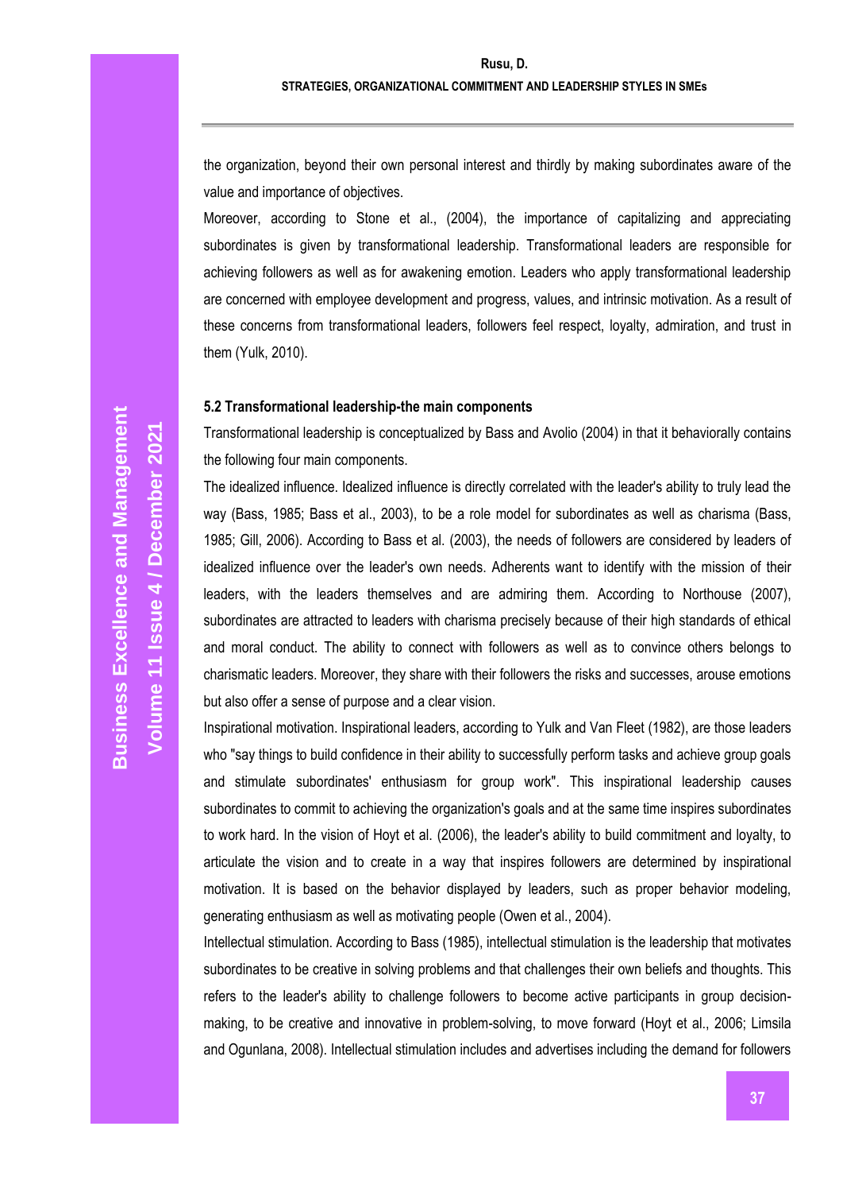the organization, beyond their own personal interest and thirdly by making subordinates aware of the value and importance of objectives.

Moreover, according to Stone et al., (2004), the importance of capitalizing and appreciating subordinates is given by transformational leadership. Transformational leaders are responsible for achieving followers as well as for awakening emotion. Leaders who apply transformational leadership are concerned with employee development and progress, values, and intrinsic motivation. As a result of these concerns from transformational leaders, followers feel respect, loyalty, admiration, and trust in them (Yulk, 2010).

### 5.2 Transformational leadership-the main components

Transformational leadership is conceptualized by Bass and Avolio (2004) in that it behaviorally contains the following four main components.

The idealized influence. Idealized influence is directly correlated with the leader's ability to truly lead the way (Bass, 1985; Bass et al., 2003), to be a role model for subordinates as well as charisma (Bass, 1985; Gill, 2006). According to Bass et al. (2003), the needs of followers are considered by leaders of idealized influence over the leader's own needs. Adherents want to identify with the mission of their leaders, with the leaders themselves and are admiring them. According to Northouse (2007), subordinates are attracted to leaders with charisma precisely because of their high standards of ethical and moral conduct. The ability to connect with followers as well as to convince others belongs to charismatic leaders. Moreover, they share with their followers the risks and successes, arouse emotions but also offer a sense of purpose and a clear vision.

Inspirational motivation. Inspirational leaders, according to Yulk and Van Fleet (1982), are those leaders who "say things to build confidence in their ability to successfully perform tasks and achieve group goals and stimulate subordinates' enthusiasm for group work". This inspirational leadership causes subordinates to commit to achieving the organization's goals and at the same time inspires subordinates to work hard. In the vision of Hoyt et al. (2006), the leader's ability to build commitment and loyalty, to articulate the vision and to create in a way that inspires followers are determined by inspirational motivation. It is based on the behavior displayed by leaders, such as proper behavior modeling, generating enthusiasm as well as motivating people (Owen et al., 2004).

Intellectual stimulation. According to Bass (1985), intellectual stimulation is the leadership that motivates subordinates to be creative in solving problems and that challenges their own beliefs and thoughts. This refers to the leader's ability to challenge followers to become active participants in group decision-making, to be creative and innovative in problem-solving, to move forward (Hoyt et al., 2006; Limsila and Ogunlana, 2008). Intellectual stimulation includes and advertises including the demand for followers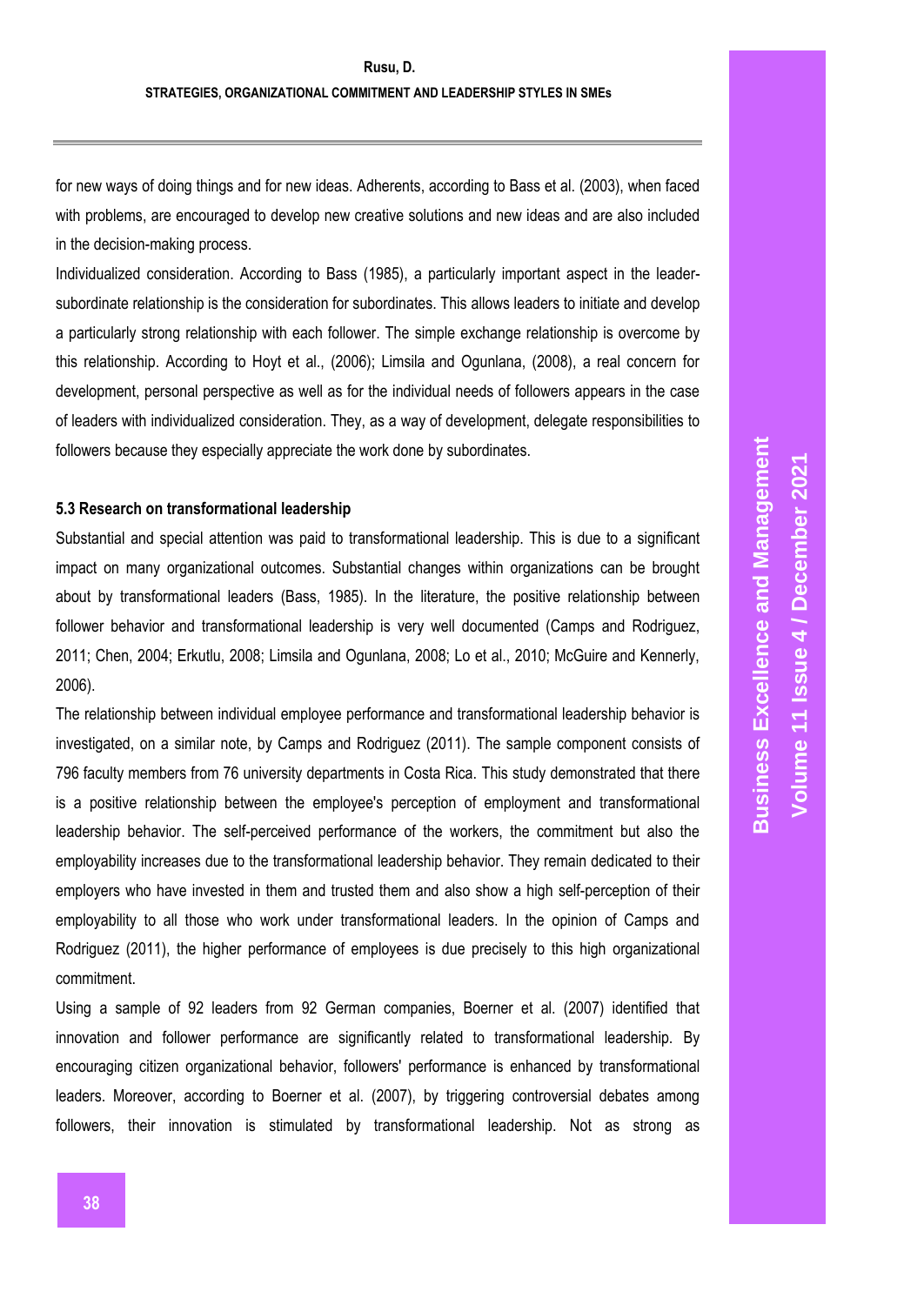for new ways of doing things and for new ideas. Adherents, according to Bass et al. (2003), when faced with problems, are encouraged to develop new creative solutions and new ideas and are also included in the decision-making process.

Individualized consideration. According to Bass (1985), a particularly important aspect in the leader-subordinate relationship is the consideration for subordinates. This allows leaders to initiate and develop a particularly strong relationship with each follower. The simple exchange relationship is overcome by this relationship. According to Hoyt et al., (2006); Limsila and Ogunlana, (2008), a real concern for development, personal perspective as well as for the individual needs of followers appears in the case of leaders with individualized consideration. They, as a way of development, delegate responsibilities to followers because they especially appreciate the work done by subordinates.

### 5.3 Research on transformational leadership

Substantial and special attention was paid to transformational leadership. This is due to a significant impact on many organizational outcomes. Substantial changes within organizations can be brought about by transformational leaders (Bass, 1985). In the literature, the positive relationship between follower behavior and transformational leadership is very well documented (Camps and Rodriguez, 2011; Chen, 2004; Erkutlu, 2008; Limsila and Ogunlana, 2008; Lo et al., 2010; McGuire and Kennerly, 2006).

The relationship between individual employee performance and transformational leadership behavior is investigated, on a similar note, by Camps and Rodriguez (2011). The sample component consists of 796 faculty members from 76 university departments in Costa Rica. This study demonstrated that there is a positive relationship between the employee's perception of employment and transformational leadership behavior. The self-perceived performance of the workers, the commitment but also the employability increases due to the transformational leadership behavior. They remain dedicated to their employers who have invested in them and trusted them and also show a high self-perception of their employability to all those who work under transformational leaders. In the opinion of Camps and Rodriguez (2011), the higher performance of employees is due precisely to this high organizational commitment.

Using a sample of 92 leaders from 92 German companies, Boerner et al. (2007) identified that innovation and follower performance are significantly related to transformational leadership. By encouraging citizen organizational behavior, followers' performance is enhanced by transformational leaders. Moreover, according to Boerner et al. (2007), by triggering controversial debates among followers, their innovation is stimulated by transformational leadership. Not as strong as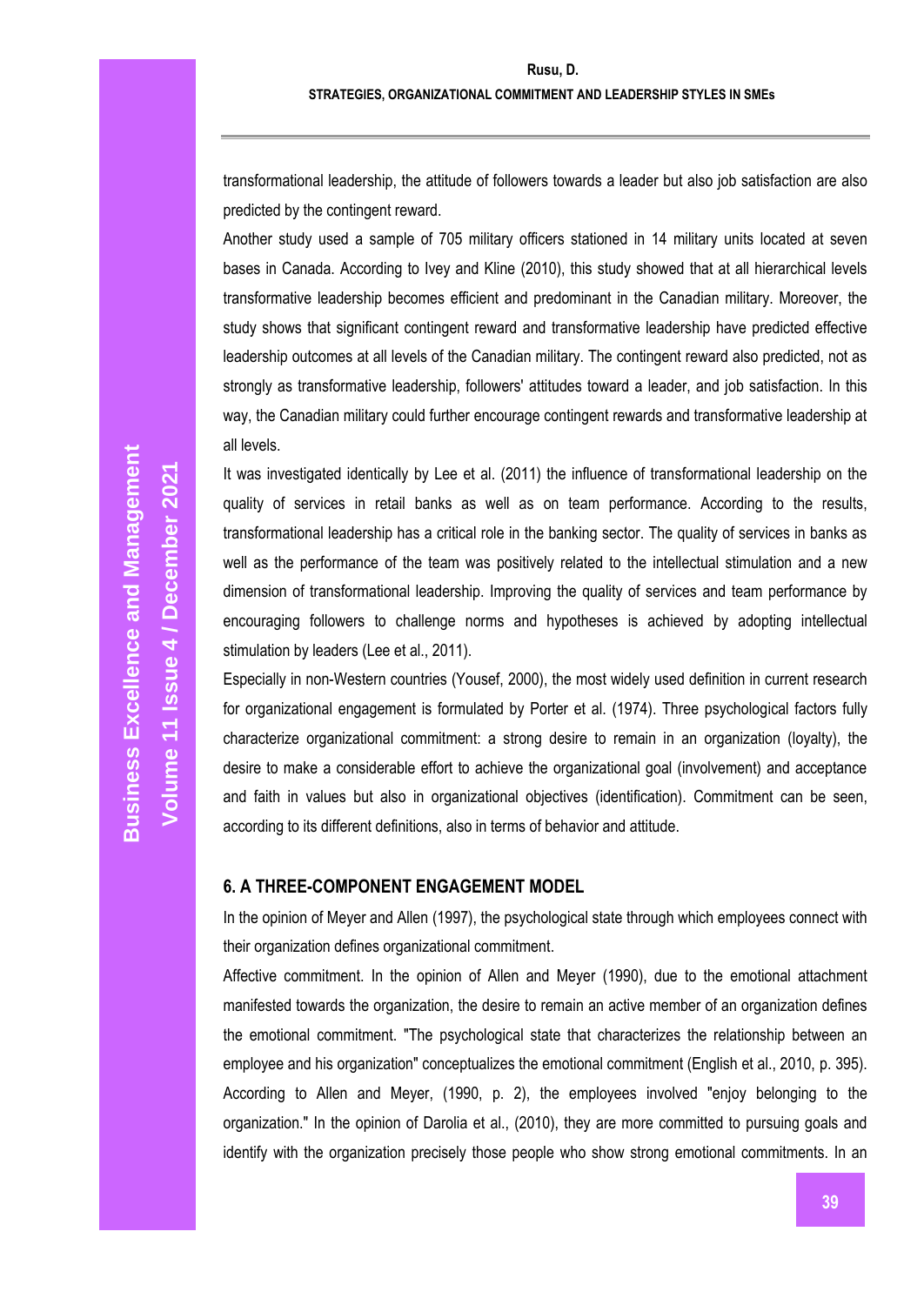transformational leadership, the attitude of followers towards a leader but also job satisfaction are also predicted by the contingent reward.

Another study used a sample of 705 military officers stationed in 14 military units located at seven bases in Canada. According to Ivey and Kline (2010), this study showed that at all hierarchical levels transformative leadership becomes efficient and predominant in the Canadian military. Moreover, the study shows that significant contingent reward and transformative leadership have predicted effective leadership outcomes at all levels of the Canadian military. The contingent reward also predicted, not as strongly as transformative leadership, followers' attitudes toward a leader, and job satisfaction. In this way, the Canadian military could further encourage contingent rewards and transformative leadership at all levels.

It was investigated identically by Lee et al. (2011) the influence of transformational leadership on the quality of services in retail banks as well as on team performance. According to the results, transformational leadership has a critical role in the banking sector. The quality of services in banks as well as the performance of the team was positively related to the intellectual stimulation and a new dimension of transformational leadership. Improving the quality of services and team performance by encouraging followers to challenge norms and hypotheses is achieved by adopting intellectual stimulation by leaders (Lee et al., 2011).

Especially in non-Western countries (Yousef, 2000), the most widely used definition in current research for organizational engagement is formulated by Porter et al. (1974). Three psychological factors fully characterize organizational commitment: a strong desire to remain in an organization (loyalty), the desire to make a considerable effort to achieve the organizational goal (involvement) and acceptance and faith in values but also in organizational objectives (identification). Commitment can be seen, according to its different definitions, also in terms of behavior and attitude.

## 6. A THREE-COMPONENT ENGAGEMENT MODEL

In the opinion of Meyer and Allen (1997), the psychological state through which employees connect with their organization defines organizational commitment.

Affective commitment. In the opinion of Allen and Meyer (1990), due to the emotional attachment manifested towards the organization, the desire to remain an active member of an organization defines the emotional commitment. "The psychological state that characterizes the relationship between an employee and his organization" conceptualizes the emotional commitment (English et al., 2010, p. 395). According to Allen and Meyer, (1990, p. 2), the employees involved "enjoy belonging to the organization." In the opinion of Darolia et al., (2010), they are more committed to pursuing goals and identify with the organization precisely those people who show strong emotional commitments. In an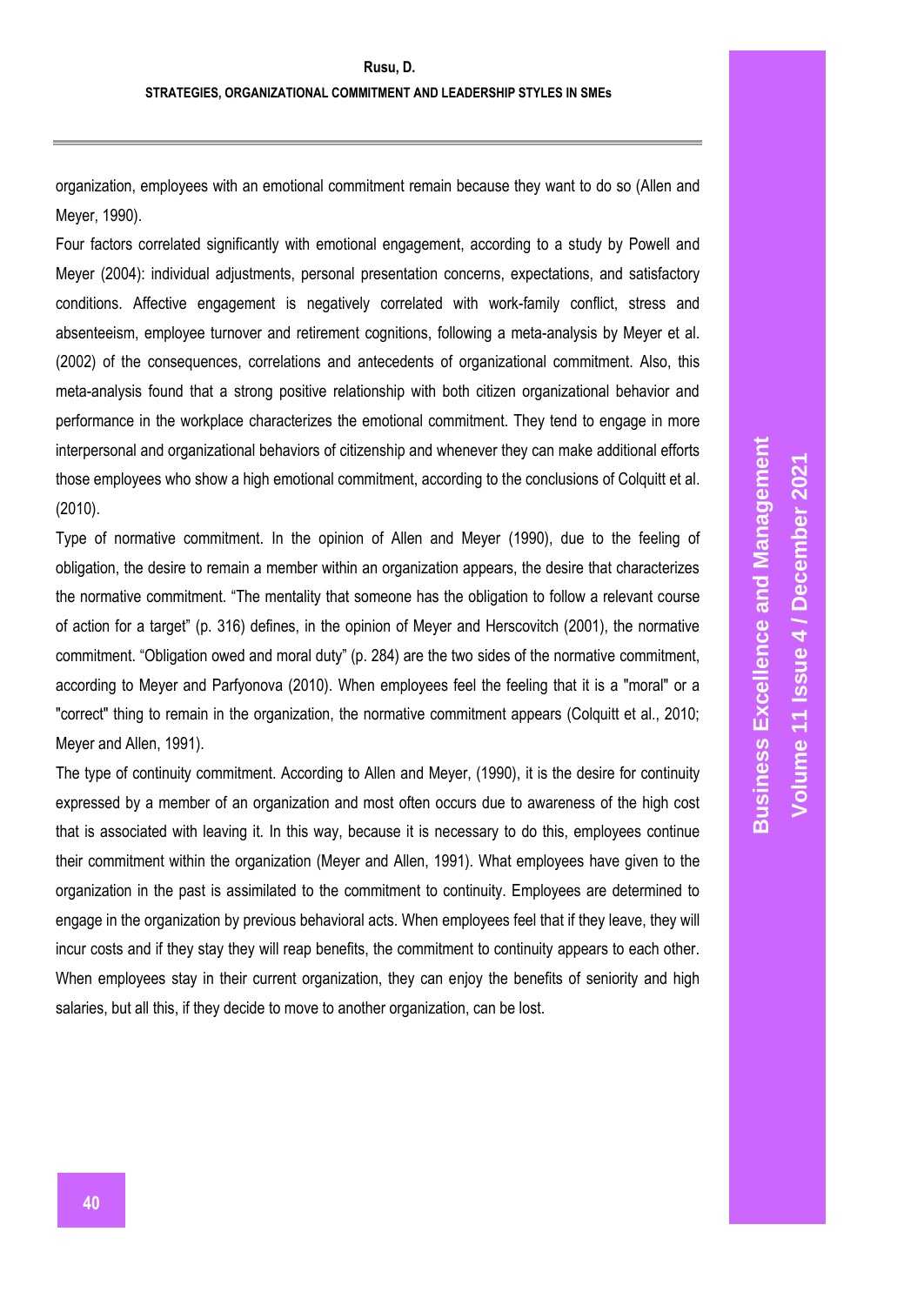organization, employees with an emotional commitment remain because they want to do so (Allen and Meyer, 1990).

Four factors correlated significantly with emotional engagement, according to a study by Powell and Meyer (2004): individual adjustments, personal presentation concerns, expectations, and satisfactory conditions. Affective engagement is negatively correlated with work-family conflict, stress and absenteeism, employee turnover and retirement cognitions, following a meta-analysis by Meyer et al. (2002) of the consequences, correlations and antecedents of organizational commitment. Also, this meta-analysis found that a strong positive relationship with both citizen organizational behavior and performance in the workplace characterizes the emotional commitment. They tend to engage in more interpersonal and organizational behaviors of citizenship and whenever they can make additional efforts those employees who show a high emotional commitment, according to the conclusions of Colquitt et al. (2010).

Type of normative commitment. In the opinion of Allen and Meyer (1990), due to the feeling of obligation, the desire to remain a member within an organization appears, the desire that characterizes the normative commitment. "The mentality that someone has the obligation to follow a relevant course of action for a target" (p. 316) defines, in the opinion of Meyer and Herscovitch (2001), the normative commitment. "Obligation owed and moral duty" (p. 284) are the two sides of the normative commitment, according to Meyer and Parfyonova (2010). When employees feel the feeling that it is a "moral" or a "correct" thing to remain in the organization, the normative commitment appears (Colquitt et al., 2010; Meyer and Allen, 1991).

The type of continuity commitment. According to Allen and Meyer, (1990), it is the desire for continuity expressed by a member of an organization and most often occurs due to awareness of the high cost that is associated with leaving it. In this way, because it is necessary to do this, employees continue their commitment within the organization (Meyer and Allen, 1991). What employees have given to the organization in the past is assimilated to the commitment to continuity. Employees are determined to engage in the organization by previous behavioral acts. When employees feel that if they leave, they will incur costs and if they stay they will reap benefits, the commitment to continuity appears to each other. When employees stay in their current organization, they can enjoy the benefits of seniority and high salaries, but all this, if they decide to move to another organization, can be lost.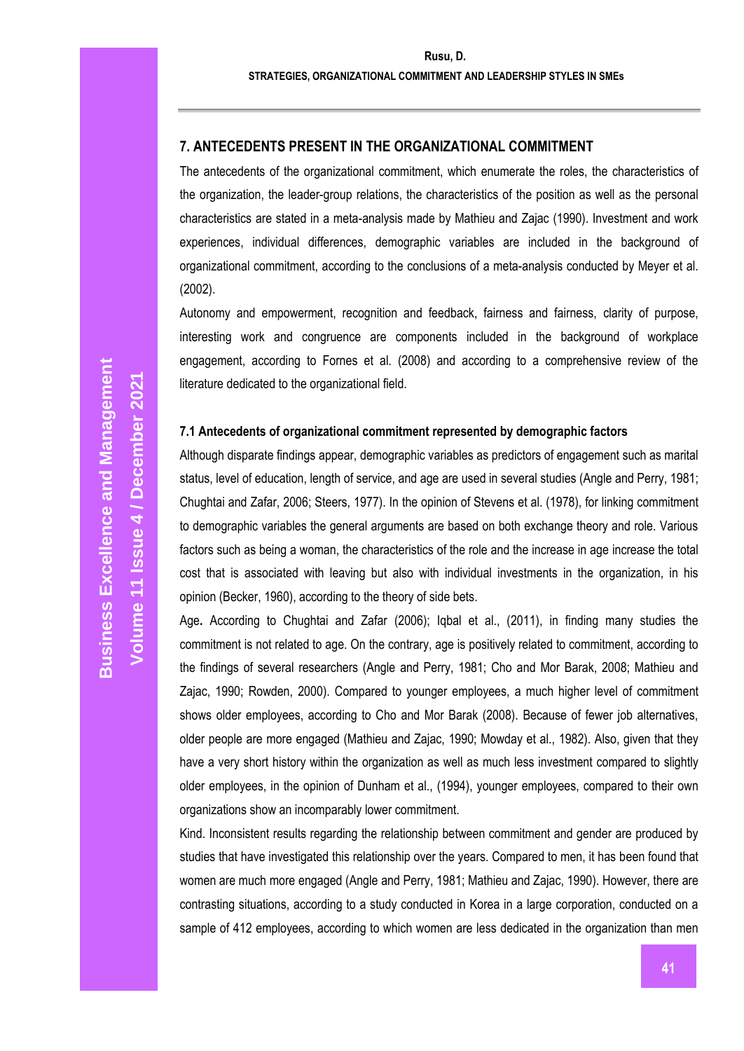## 7. ANTECEDENTS PRESENT IN THE ORGANIZATIONAL COMMITMENT

The antecedents of the organizational commitment, which enumerate the roles, the characteristics of the organization, the leader-group relations, the characteristics of the position as well as the personal characteristics are stated in a meta-analysis made by Mathieu and Zajac (1990). Investment and work experiences, individual differences, demographic variables are included in the background of organizational commitment, according to the conclusions of a meta-analysis conducted by Meyer et al. (2002).

Autonomy and empowerment, recognition and feedback, fairness and fairness, clarity of purpose, interesting work and congruence are components included in the background of workplace engagement, according to Fornes et al. (2008) and according to a comprehensive review of the literature dedicated to the organizational field.

### 7.1 Antecedents of organizational commitment represented by demographic factors

Although disparate findings appear, demographic variables as predictors of engagement such as marital status, level of education, length of service, and age are used in several studies (Angle and Perry, 1981; Chughtai and Zafar, 2006; Steers, 1977). In the opinion of Stevens et al. (1978), for linking commitment to demographic variables the general arguments are based on both exchange theory and role. Various factors such as being a woman, the characteristics of the role and the increase in age increase the total cost that is associated with leaving but also with individual investments in the organization, in his opinion (Becker, 1960), according to the theory of side bets.

**Age.** According to Chughtai and Zafar (2006); Iqbal et al., (2011), in finding many studies the commitment is not related to age. On the contrary, age is positively related to commitment, according to the findings of several researchers (Angle and Perry, 1981; Cho and Mor Barak, 2008; Mathieu and Zajac, 1990; Rowden, 2000). Compared to younger employees, a much higher level of commitment shows older employees, according to Cho and Mor Barak (2008). Because of fewer job alternatives, older people are more engaged (Mathieu and Zajac, 1990; Mowday et al., 1982). Also, given that they have a very short history within the organization as well as much less investment compared to slightly older employees, in the opinion of Dunham et al., (1994), younger employees, compared to their own organizations show an incomparably lower commitment.

Kind. Inconsistent results regarding the relationship between commitment and gender are produced by studies that have investigated this relationship over the years. Compared to men, it has been found that women are much more engaged (Angle and Perry, 1981; Mathieu and Zajac, 1990). However, there are contrasting situations, according to a study conducted in Korea in a large corporation, conducted on a sample of 412 employees, according to which women are less dedicated in the organization than men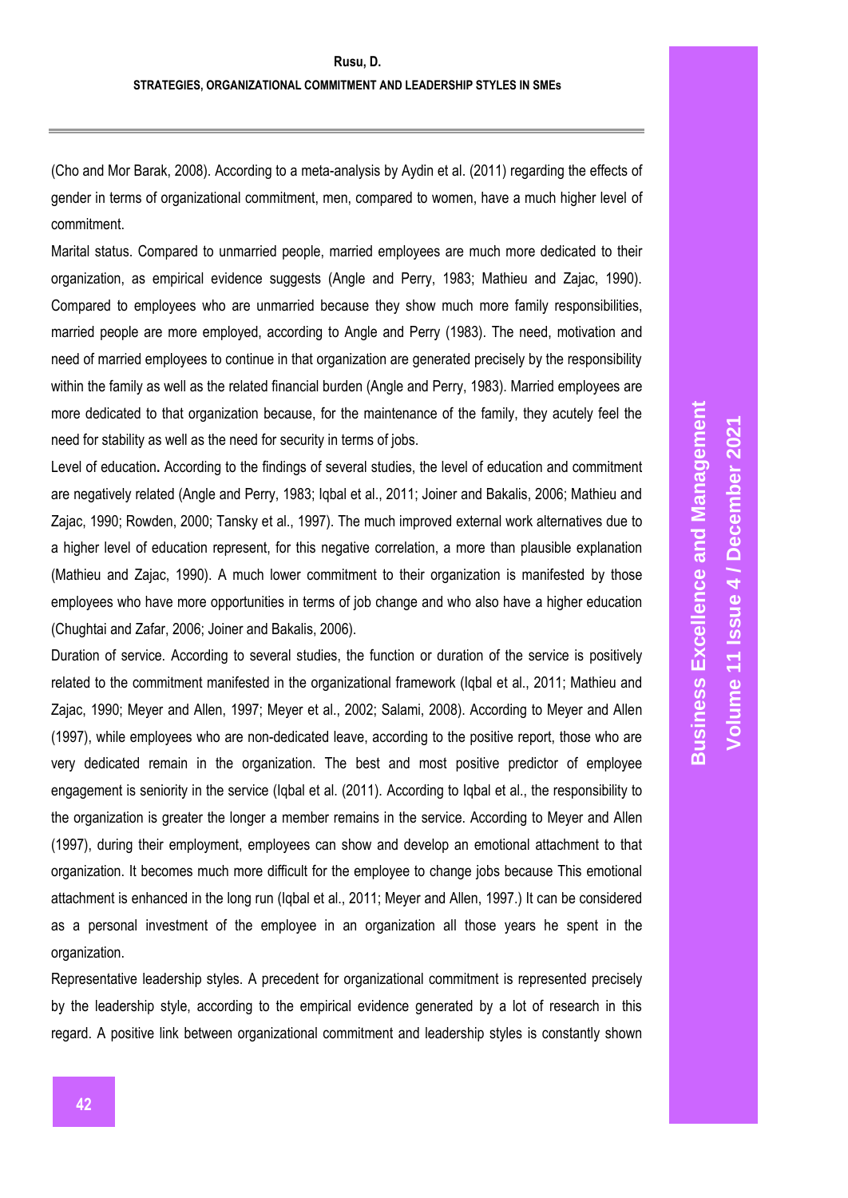(Cho and Mor Barak, 2008). According to a meta-analysis by Aydin et al. (2011) regarding the effects of gender in terms of organizational commitment, men, compared to women, have a much higher level of commitment.

Marital status. Compared to unmarried people, married employees are much more dedicated to their organization, as empirical evidence suggests (Angle and Perry, 1983; Mathieu and Zajac, 1990). Compared to employees who are unmarried because they show much more family responsibilities, married people are more employed, according to Angle and Perry (1983). The need, motivation and need of married employees to continue in that organization are generated precisely by the responsibility within the family as well as the related financial burden (Angle and Perry, 1983). Married employees are more dedicated to that organization because, for the maintenance of the family, they acutely feel the need for stability as well as the need for security in terms of jobs.

Level of education**.** According to the findings of several studies, the level of education and commitment are negatively related (Angle and Perry, 1983; Iqbal et al., 2011; Joiner and Bakalis, 2006; Mathieu and Zajac, 1990; Rowden, 2000; Tansky et al., 1997). The much improved external work alternatives due to a higher level of education represent, for this negative correlation, a more than plausible explanation (Mathieu and Zajac, 1990). A much lower commitment to their organization is manifested by those employees who have more opportunities in terms of job change and who also have a higher education (Chughtai and Zafar, 2006; Joiner and Bakalis, 2006).

Duration of service. According to several studies, the function or duration of the service is positively related to the commitment manifested in the organizational framework (Iqbal et al., 2011; Mathieu and Zajac, 1990; Meyer and Allen, 1997; Meyer et al., 2002; Salami, 2008). According to Meyer and Allen (1997), while employees who are non-dedicated leave, according to the positive report, those who are very dedicated remain in the organization. The best and most positive predictor of employee engagement is seniority in the service (Iqbal et al. (2011). According to Iqbal et al., the responsibility to the organization is greater the longer a member remains in the service. According to Meyer and Allen (1997), during their employment, employees can show and develop an emotional attachment to that organization. It becomes much more difficult for the employee to change jobs because This emotional attachment is enhanced in the long run (Iqbal et al., 2011; Meyer and Allen, 1997.) It can be considered as a personal investment of the employee in an organization all those years he spent in the organization.

Representative leadership styles. A precedent for organizational commitment is represented precisely by the leadership style, according to the empirical evidence generated by a lot of research in this regard. A positive link between organizational commitment and leadership styles is constantly shown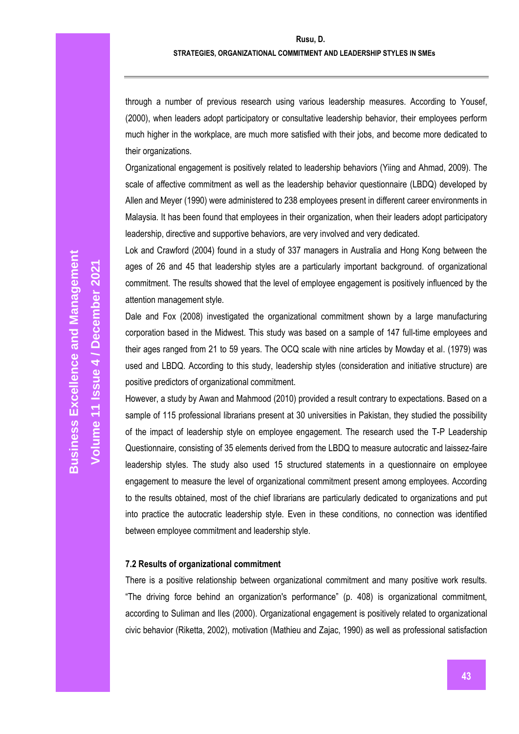through a number of previous research using various leadership measures. According to Yousef, (2000), when leaders adopt participatory or consultative leadership behavior, their employees perform much higher in the workplace, are much more satisfied with their jobs, and become more dedicated to their organizations.

Organizational engagement is positively related to leadership behaviors (Yiing and Ahmad, 2009). The scale of affective commitment as well as the leadership behavior questionnaire (LBDQ) developed by Allen and Meyer (1990) were administered to 238 employees present in different career environments in Malaysia. It has been found that employees in their organization, when their leaders adopt participatory leadership, directive and supportive behaviors, are very involved and very dedicated.

Lok and Crawford (2004) found in a study of 337 managers in Australia and Hong Kong between the ages of 26 and 45 that leadership styles are a particularly important background. of organizational commitment. The results showed that the level of employee engagement is positively influenced by the attention management style.

Dale and Fox (2008) investigated the organizational commitment shown by a large manufacturing corporation based in the Midwest. This study was based on a sample of 147 full-time employees and their ages ranged from 21 to 59 years. The OCQ scale with nine articles by Mowday et al. (1979) was used and LBDQ. According to this study, leadership styles (consideration and initiative structure) are positive predictors of organizational commitment.

However, a study by Awan and Mahmood (2010) provided a result contrary to expectations. Based on a sample of 115 professional librarians present at 30 universities in Pakistan, they studied the possibility of the impact of leadership style on employee engagement. The research used the T-P Leadership Questionnaire, consisting of 35 elements derived from the LBDQ to measure autocratic and laissez-faire leadership styles. The study also used 15 structured statements in a questionnaire on employee engagement to measure the level of organizational commitment present among employees. According to the results obtained, most of the chief librarians are particularly dedicated to organizations and put into practice the autocratic leadership style. Even in these conditions, no connection was identified between employee commitment and leadership style.

### 7.2 Results of organizational commitment

There is a positive relationship between organizational commitment and many positive work results. "The driving force behind an organization's performance" (p. 408) is organizational commitment, according to Suliman and Iles (2000). Organizational engagement is positively related to organizational civic behavior (Riketta, 2002), motivation (Mathieu and Zajac, 1990) as well as professional satisfaction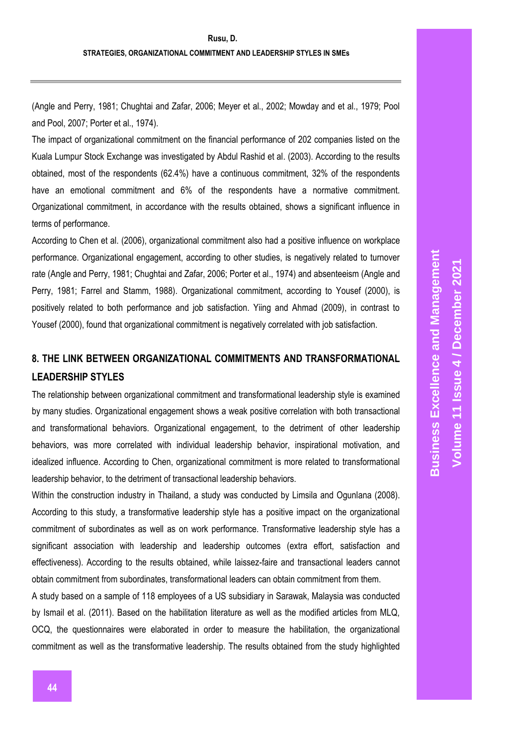(Angle and Perry, 1981; Chughtai and Zafar, 2006; Meyer et al., 2002; Mowday and et al., 1979; Pool and Pool, 2007; Porter et al., 1974).

The impact of organizational commitment on the financial performance of 202 companies listed on the Kuala Lumpur Stock Exchange was investigated by Abdul Rashid et al. (2003). According to the results obtained, most of the respondents (62.4%) have a continuous commitment, 32% of the respondents have an emotional commitment and 6% of the respondents have a normative commitment. Organizational commitment, in accordance with the results obtained, shows a significant influence in terms of performance.

According to Chen et al. (2006), organizational commitment also had a positive influence on workplace performance. Organizational engagement, according to other studies, is negatively related to turnover rate (Angle and Perry, 1981; Chughtai and Zafar, 2006; Porter et al., 1974) and absenteeism (Angle and Perry, 1981; Farrel and Stamm, 1988). Organizational commitment, according to Yousef (2000), is positively related to both performance and job satisfaction. Yiing and Ahmad (2009), in contrast to Yousef (2000), found that organizational commitment is negatively correlated with job satisfaction.

## 8. THE LINK BETWEEN ORGANIZATIONAL COMMITMENTS AND TRANSFORMATIONAL LEADERSHIP STYLES

The relationship between organizational commitment and transformational leadership style is examined by many studies. Organizational engagement shows a weak positive correlation with both transactional and transformational behaviors. Organizational engagement, to the detriment of other leadership behaviors, was more correlated with individual leadership behavior, inspirational motivation, and idealized influence. According to Chen, organizational commitment is more related to transformational leadership behavior, to the detriment of transactional leadership behaviors.

Within the construction industry in Thailand, a study was conducted by Limsila and Ogunlana (2008). According to this study, a transformative leadership style has a positive impact on the organizational commitment of subordinates as well as on work performance. Transformative leadership style has a significant association with leadership and leadership outcomes (extra effort, satisfaction and effectiveness). According to the results obtained, while laissez-faire and transactional leaders cannot obtain commitment from subordinates, transformational leaders can obtain commitment from them.

A study based on a sample of 118 employees of a US subsidiary in Sarawak, Malaysia was conducted by Ismail et al. (2011). Based on the habilitation literature as well as the modified articles from MLQ, OCQ, the questionnaires were elaborated in order to measure the habilitation, the organizational commitment as well as the transformative leadership. The results obtained from the study highlighted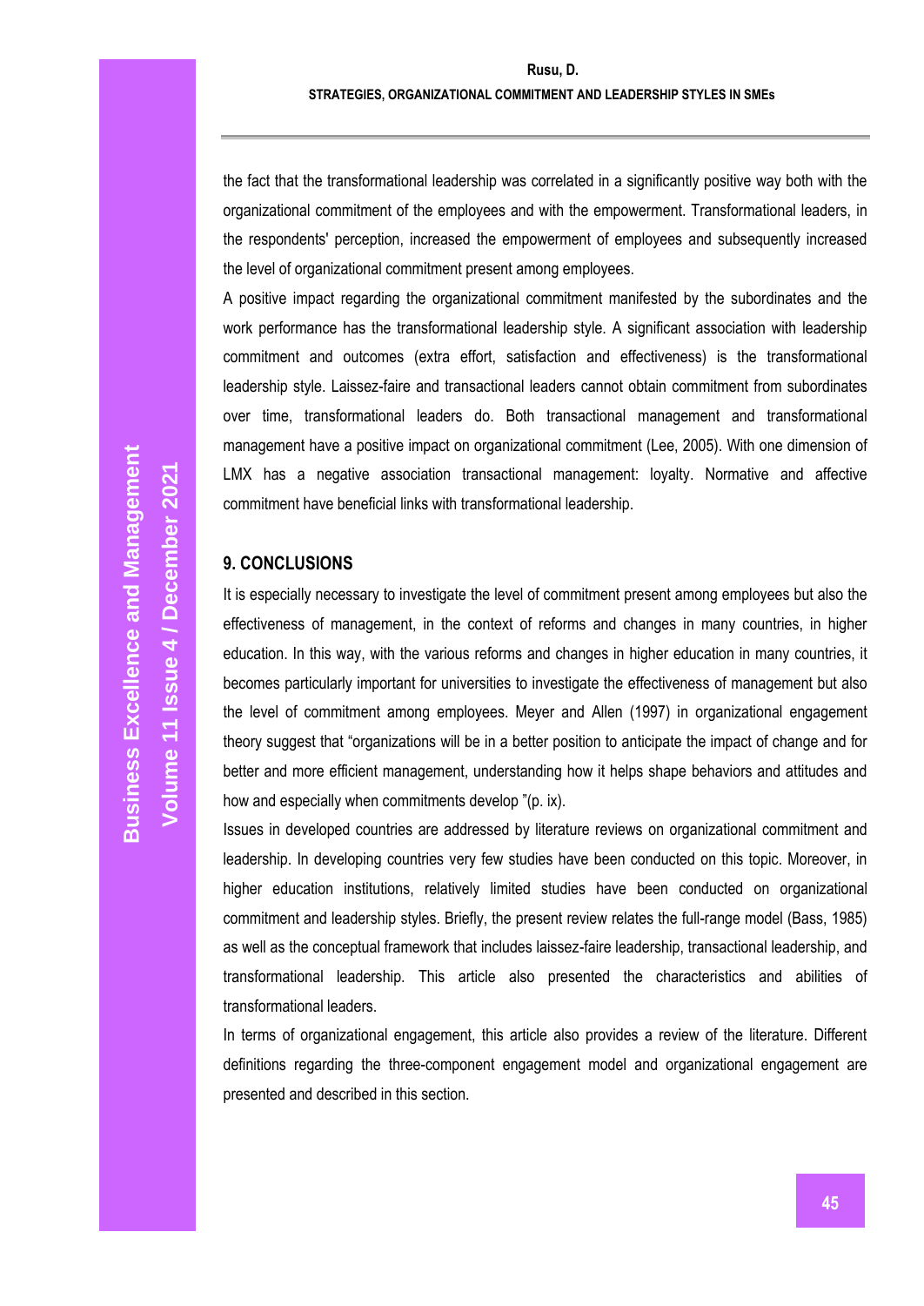the fact that the transformational leadership was correlated in a significantly positive way both with the organizational commitment of the employees and with the empowerment. Transformational leaders, in the respondents' perception, increased the empowerment of employees and subsequently increased the level of organizational commitment present among employees.

A positive impact regarding the organizational commitment manifested by the subordinates and the work performance has the transformational leadership style. A significant association with leadership commitment and outcomes (extra effort, satisfaction and effectiveness) is the transformational leadership style. Laissez-faire and transactional leaders cannot obtain commitment from subordinates over time, transformational leaders do. Both transactional management and transformational management have a positive impact on organizational commitment (Lee, 2005). With one dimension of LMX has a negative association transactional management: loyalty. Normative and affective commitment have beneficial links with transformational leadership.

## 9. CONCLUSIONS

It is especially necessary to investigate the level of commitment present among employees but also the effectiveness of management, in the context of reforms and changes in many countries, in higher education. In this way, with the various reforms and changes in higher education in many countries, it becomes particularly important for universities to investigate the effectiveness of management but also the level of commitment among employees. Meyer and Allen (1997) in organizational engagement theory suggest that "organizations will be in a better position to anticipate the impact of change and for better and more efficient management, understanding how it helps shape behaviors and attitudes and how and especially when commitments develop "(p. ix).

Issues in developed countries are addressed by literature reviews on organizational commitment and leadership. In developing countries very few studies have been conducted on this topic. Moreover, in higher education institutions, relatively limited studies have been conducted on organizational commitment and leadership styles. Briefly, the present review relates the full-range model (Bass, 1985) as well as the conceptual framework that includes laissez-faire leadership, transactional leadership, and transformational leadership. This article also presented the characteristics and abilities of transformational leaders.

In terms of organizational engagement, this article also provides a review of the literature. Different definitions regarding the three-component engagement model and organizational engagement are presented and described in this section.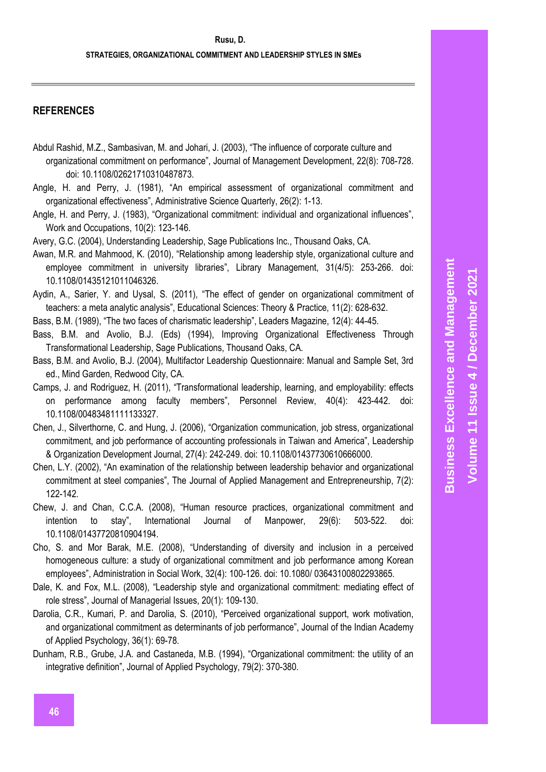## REFERENCES

Abdul Rashid, M.Z., Sambasivan, M. and Johari, J. (2003), "The influence of corporate culture and organizational commitment on performance", Journal of Management Development, 22(8): 708-728. doi: 10.1108/02621710310487873.

Angle, H. and Perry, J. (1981), "An empirical assessment of organizational commitment and organizational effectiveness", Administrative Science Quarterly, 26(2): 1-13.

Angle, H. and Perry, J. (1983), "Organizational commitment: individual and organizational influences", Work and Occupations, 10(2): 123-146.

Avery, G.C. (2004), Understanding Leadership, Sage Publications Inc., Thousand Oaks, CA.

Awan, M.R. and Mahmood, K. (2010), "Relationship among leadership style, organizational culture and employee commitment in university libraries", Library Management, 31(4/5): 253-266. doi: 10.1108/01435121011046326.

Aydin, A., Sarier, Y. and Uysal, S. (2011), "The effect of gender on organizational commitment of teachers: a meta analytic analysis", Educational Sciences: Theory & Practice, 11(2): 628-632.

Bass, B.M. (1989), "The two faces of charismatic leadership", Leaders Magazine, 12(4): 44-45.

Bass, B.M. and Avolio, B.J. (Eds) (1994), Improving Organizational Effectiveness Through Transformational Leadership, Sage Publications, Thousand Oaks, CA.

Bass, B.M. and Avolio, B.J. (2004), Multifactor Leadership Questionnaire: Manual and Sample Set, 3rd ed., Mind Garden, Redwood City, CA.

Camps, J. and Rodriguez, H. (2011), "Transformational leadership, learning, and employability: effects on performance among faculty members", Personnel Review, 40(4): 423-442. doi: 10.1108/00483481111133327.

Chen, J., Silverthorne, C. and Hung, J. (2006), "Organization communication, job stress, organizational commitment, and job performance of accounting professionals in Taiwan and America", Leadership & Organization Development Journal, 27(4): 242-249. doi: 10.1108/01437730610666000.

Chen, L.Y. (2002), "An examination of the relationship between leadership behavior and organizational commitment at steel companies", The Journal of Applied Management and Entrepreneurship, 7(2): 122-142.

Chew, J. and Chan, C.C.A. (2008), "Human resource practices, organizational commitment and intention to stay", International Journal of Manpower, 29(6): 503-522. doi: 10.1108/01437720810904194.

Cho, S. and Mor Barak, M.E. (2008), "Understanding of diversity and inclusion in a perceived homogeneous culture: a study of organizational commitment and job performance among Korean employees", Administration in Social Work, 32(4): 100-126. doi: 10.1080/ 03643100802293865.

Dale, K. and Fox, M.L. (2008), "Leadership style and organizational commitment: mediating effect of role stress", Journal of Managerial Issues, 20(1): 109-130.

Darolia, C.R., Kumari, P. and Darolia, S. (2010), "Perceived organizational support, work motivation, and organizational commitment as determinants of job performance", Journal of the Indian Academy of Applied Psychology, 36(1): 69-78.

Dunham, R.B., Grube, J.A. and Castaneda, M.B. (1994), "Organizational commitment: the utility of an integrative definition", Journal of Applied Psychology, 79(2): 370-380.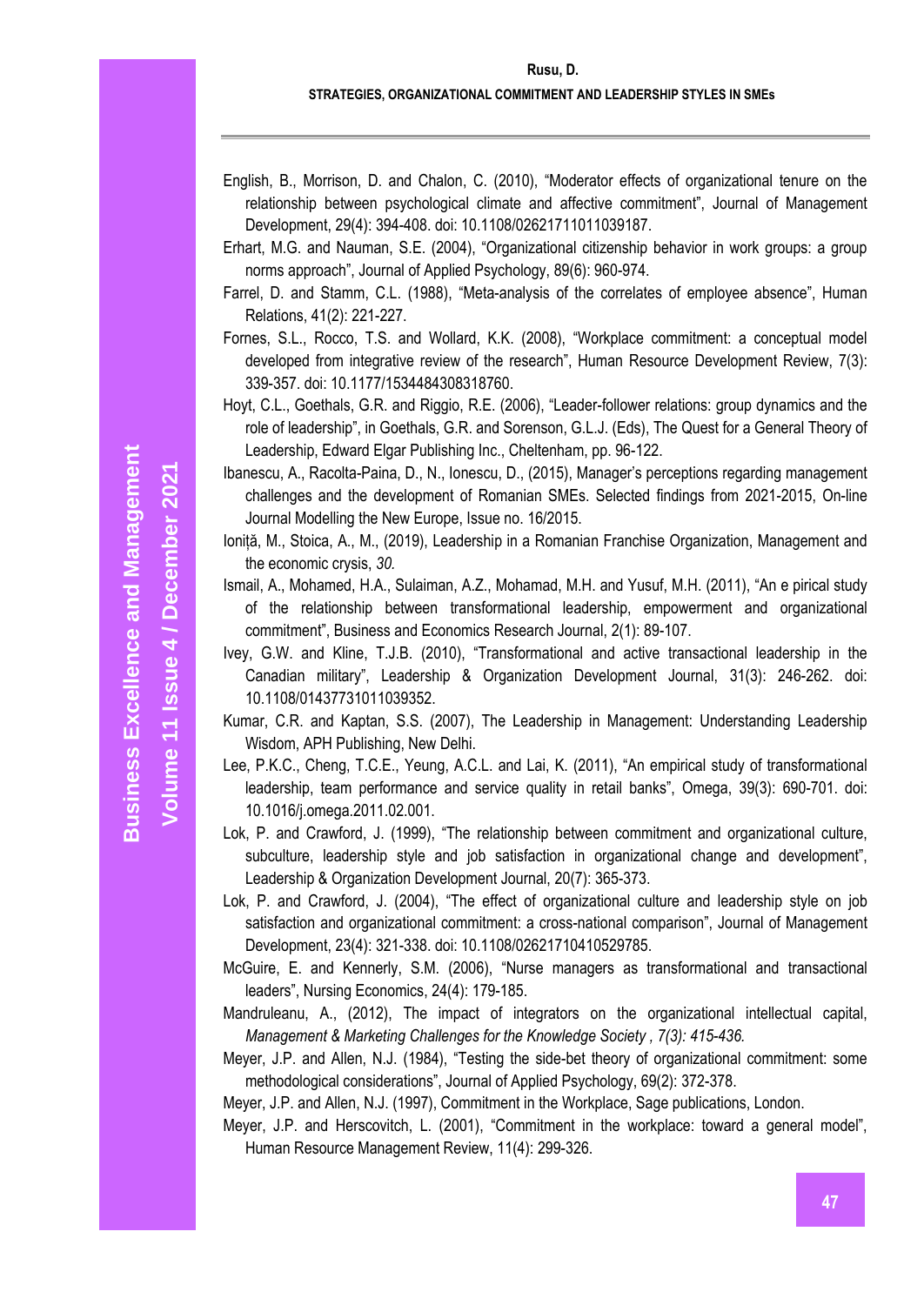English, B., Morrison, D. and Chalon, C. (2010), "Moderator effects of organizational tenure on the relationship between psychological climate and affective commitment", Journal of Management Development, 29(4): 394-408. doi: 10.1108/02621711011039187.

Erhart, M.G. and Nauman, S.E. (2004), "Organizational citizenship behavior in work groups: a group norms approach", Journal of Applied Psychology, 89(6): 960-974.

Farrel, D. and Stamm, C.L. (1988), "Meta-analysis of the correlates of employee absence", Human Relations, 41(2): 221-227.

Fornes, S.L., Rocco, T.S. and Wollard, K.K. (2008), "Workplace commitment: a conceptual model developed from integrative review of the research", Human Resource Development Review, 7(3): 339-357. doi: 10.1177/1534484308318760.

Hoyt, C.L., Goethals, G.R. and Riggio, R.E. (2006), "Leader-follower relations: group dynamics and the role of leadership", in Goethals, G.R. and Sorenson, G.L.J. (Eds), The Quest for a General Theory of Leadership, Edward Elgar Publishing Inc., Cheltenham, pp. 96-122.

Ibanescu, A., Racolta-Paina, D., N., Ionescu, D., (2015), Manager's perceptions regarding management challenges and the development of Romanian SMEs. Selected findings from 2021-2015, On-line Journal Modelling the New Europe, Issue no. 16/2015.

Ioniță, M., Stoica, A., M., (2019), Leadership in a Romanian Franchise Organization, Management and the economic crysis, *30.*

Ismail, A., Mohamed, H.A., Sulaiman, A.Z., Mohamad, M.H. and Yusuf, M.H. (2011), "An e pirical study of the relationship between transformational leadership, empowerment and organizational commitment", Business and Economics Research Journal, 2(1): 89-107.

Ivey, G.W. and Kline, T.J.B. (2010), "Transformational and active transactional leadership in the Canadian military", Leadership & Organization Development Journal, 31(3): 246-262. doi: 10.1108/01437731011039352.

Kumar, C.R. and Kaptan, S.S. (2007), The Leadership in Management: Understanding Leadership Wisdom, APH Publishing, New Delhi.

Lee, P.K.C., Cheng, T.C.E., Yeung, A.C.L. and Lai, K. (2011), "An empirical study of transformational leadership, team performance and service quality in retail banks", Omega, 39(3): 690-701. doi: 10.1016/j.omega.2011.02.001.

Lok, P. and Crawford, J. (1999), "The relationship between commitment and organizational culture, subculture, leadership style and job satisfaction in organizational change and development", Leadership & Organization Development Journal, 20(7): 365-373.

Lok, P. and Crawford, J. (2004), "The effect of organizational culture and leadership style on job satisfaction and organizational commitment: a cross-national comparison", Journal of Management Development, 23(4): 321-338. doi: 10.1108/02621710410529785.

McGuire, E. and Kennerly, S.M. (2006), "Nurse managers as transformational and transactional leaders", Nursing Economics, 24(4): 179-185.

Mandruleanu, A., (2012), The impact of integrators on the organizational intellectual capital, *Management & Marketing Challenges for the Knowledge Society , 7(3): 415-436.*

Meyer, J.P. and Allen, N.J. (1984), "Testing the side-bet theory of organizational commitment: some methodological considerations", Journal of Applied Psychology, 69(2): 372-378.

Meyer, J.P. and Allen, N.J. (1997), Commitment in the Workplace, Sage publications, London.

Meyer, J.P. and Herscovitch, L. (2001), "Commitment in the workplace: toward a general model", Human Resource Management Review, 11(4): 299-326.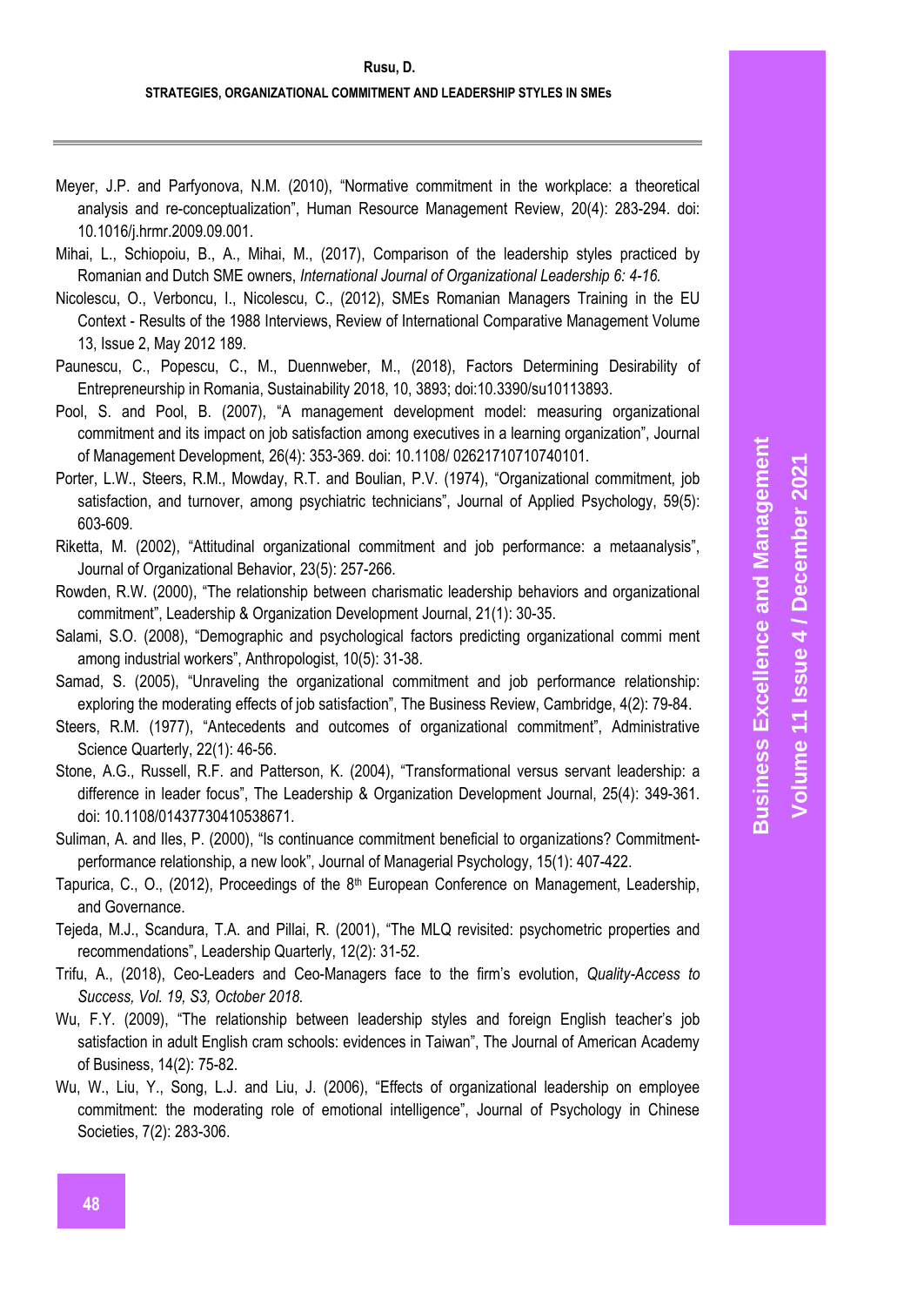Meyer, J.P. and Parfyonova, N.M. (2010), "Normative commitment in the workplace: a theoretical analysis and re-conceptualization", Human Resource Management Review, 20(4): 283-294. doi: 10.1016/j.hrmr.2009.09.001.

Mihai, L., Schiopoiu, B., A., Mihai, M., (2017), Comparison of the leadership styles practiced by Romanian and Dutch SME owners, *International Journal of Organizational Leadership 6: 4-16.*

Nicolescu, O., Verboncu, I., Nicolescu, C., (2012), SMEs Romanian Managers Training in the EU Context - Results of the 1988 Interviews, Review of International Comparative Management Volume 13, Issue 2, May 2012 189.

Paunescu, C., Popescu, C., M., Duennweber, M., (2018), Factors Determining Desirability of Entrepreneurship in Romania, Sustainability 2018, 10, 3893; doi:10.3390/su10113893.

Pool, S. and Pool, B. (2007), "A management development model: measuring organizational commitment and its impact on job satisfaction among executives in a learning organization", Journal of Management Development, 26(4): 353-369. doi: 10.1108/ 02621710710740101.

Porter, L.W., Steers, R.M., Mowday, R.T. and Boulian, P.V. (1974), "Organizational commitment, job satisfaction, and turnover, among psychiatric technicians", Journal of Applied Psychology, 59(5): 603-609.

Riketta, M. (2002), "Attitudinal organizational commitment and job performance: a metaanalysis", Journal of Organizational Behavior, 23(5): 257-266.

Rowden, R.W. (2000), "The relationship between charismatic leadership behaviors and organizational commitment", Leadership & Organization Development Journal, 21(1): 30-35.

Salami, S.O. (2008), "Demographic and psychological factors predicting organizational commi ment among industrial workers", Anthropologist, 10(5): 31-38.

Samad, S. (2005), "Unraveling the organizational commitment and job performance relationship: exploring the moderating effects of job satisfaction", The Business Review, Cambridge, 4(2): 79-84.

Steers, R.M. (1977), "Antecedents and outcomes of organizational commitment", Administrative Science Quarterly, 22(1): 46-56.

Stone, A.G., Russell, R.F. and Patterson, K. (2004), "Transformational versus servant leadership: a difference in leader focus", The Leadership & Organization Development Journal, 25(4): 349-361. doi: 10.1108/01437730410538671.

Suliman, A. and Iles, P. (2000), "Is continuance commitment beneficial to organizations? Commitment-performance relationship, a new look", Journal of Managerial Psychology, 15(1): 407-422.

Tapurica, C., O., (2012), Proceedings of the 8th European Conference on Management, Leadership, and Governance.

Tejeda, M.J., Scandura, T.A. and Pillai, R. (2001), "The MLQ revisited: psychometric properties and recommendations", Leadership Quarterly, 12(2): 31-52.

Trifu, A., (2018), Ceo-Leaders and Ceo-Managers face to the firm's evolution, *Quality-Access to Success, Vol. 19, S3, October 2018.*

Wu, F.Y. (2009), "The relationship between leadership styles and foreign English teacher's job satisfaction in adult English cram schools: evidences in Taiwan", The Journal of American Academy of Business, 14(2): 75-82.

Wu, W., Liu, Y., Song, L.J. and Liu, J. (2006), "Effects of organizational leadership on employee commitment: the moderating role of emotional intelligence", Journal of Psychology in Chinese Societies, 7(2): 283-306.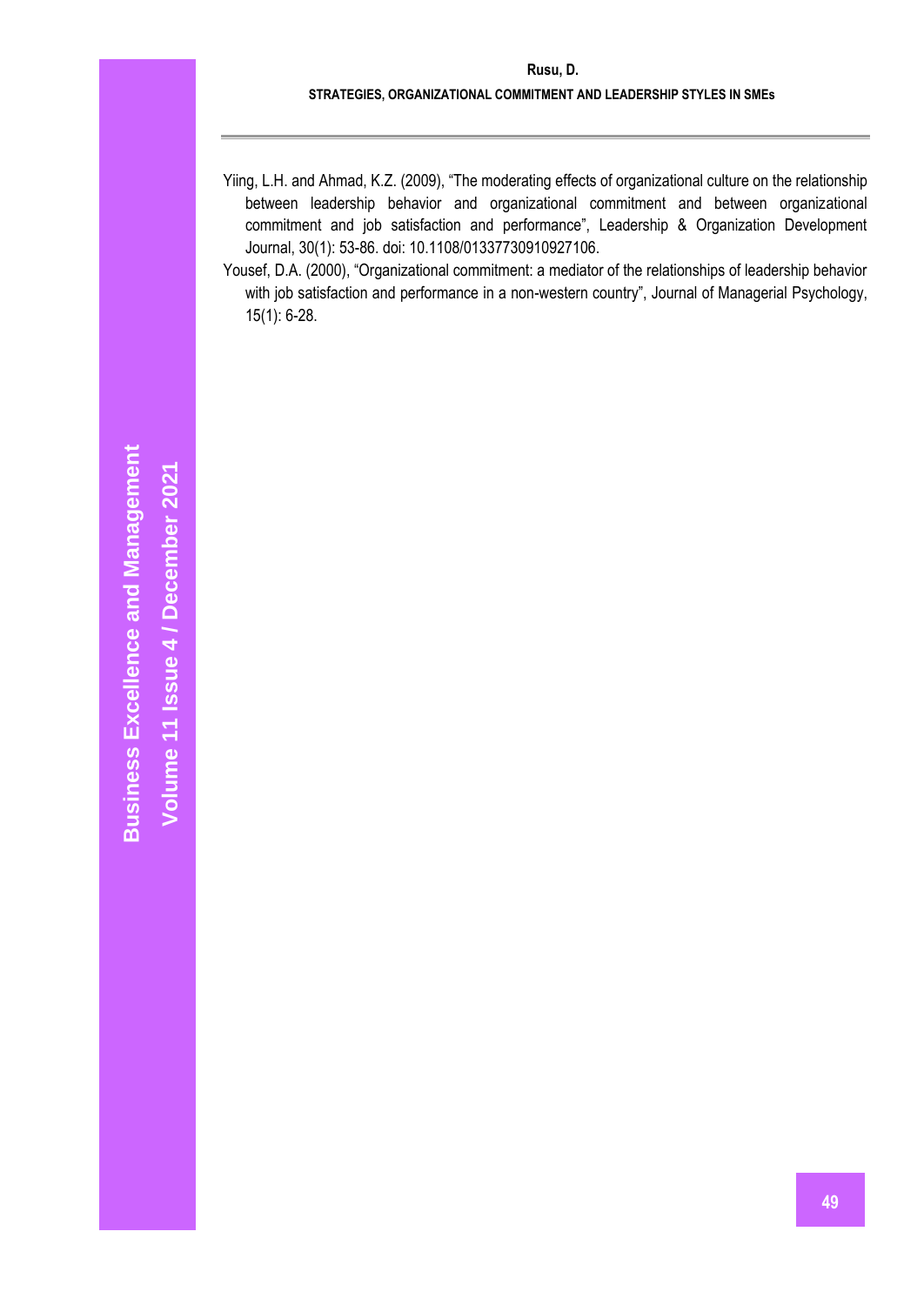Yiing, L.H. and Ahmad, K.Z. (2009), "The moderating effects of organizational culture on the relationship between leadership behavior and organizational commitment and between organizational commitment and job satisfaction and performance", Leadership & Organization Development Journal, 30(1): 53-86. doi: 10.1108/01337730910927106.

Yousef, D.A. (2000), "Organizational commitment: a mediator of the relationships of leadership behavior with job satisfaction and performance in a non-western country", Journal of Managerial Psychology, 15(1): 6-28.